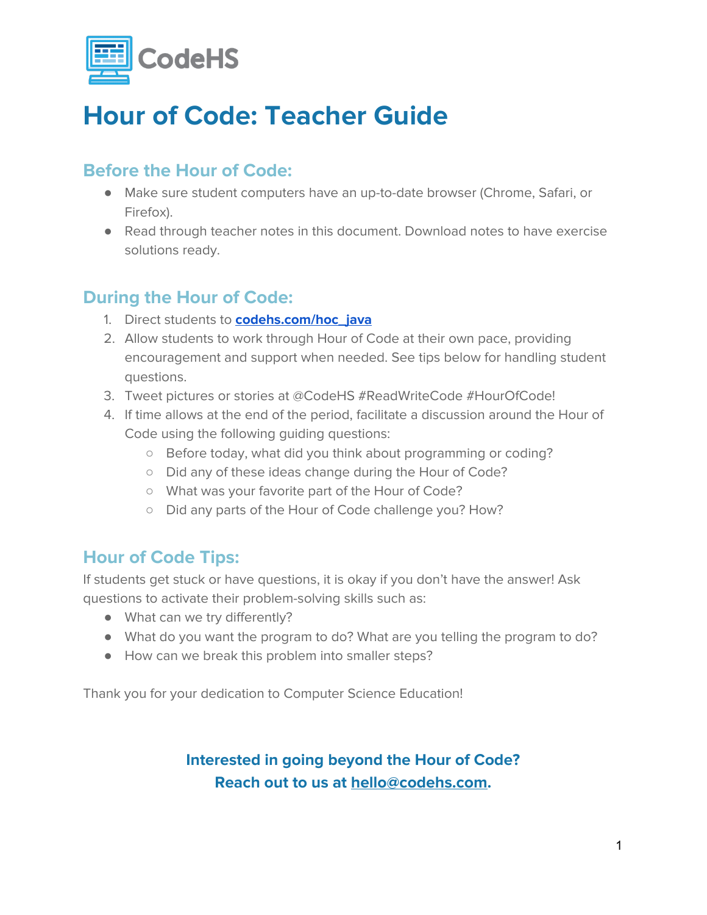CodeHS

# Hour of Code: Teacher Guide

## Before the Hour of Code:

- Make sure student computers have an up-to-date browser (Chrome, Safari, or Firefox).
- Read through teacher notes in this document. Download notes to have exercise solutions ready.

## During the Hour of Code:

1. Direct students to **[codehs.com/hoc_java](https://codehs.com/hoc_java)**
2. Allow students to work through Hour of Code at their own pace, providing encouragement and support when needed. See tips below for handling student questions.
3. Tweet pictures or stories at @CodeHS #ReadWriteCode #HourOfCode!
4. If time allows at the end of the period, facilitate a discussion around the Hour of Code using the following guiding questions:
   - Before today, what did you think about programming or coding?
   - Did any of these ideas change during the Hour of Code?
   - What was your favorite part of the Hour of Code?
   - Did any parts of the Hour of Code challenge you? How?

## Hour of Code Tips:

If students get stuck or have questions, it is okay if you don't have the answer! Ask questions to activate their problem-solving skills such as:

- What can we try differently?
- What do you want the program to do? What are you telling the program to do?
- How can we break this problem into smaller steps?

Thank you for your dedication to Computer Science Education!

**Interested in going beyond the Hour of Code?**
**Reach out to us at [hello@codehs.com](mailto:hello@codehs.com).**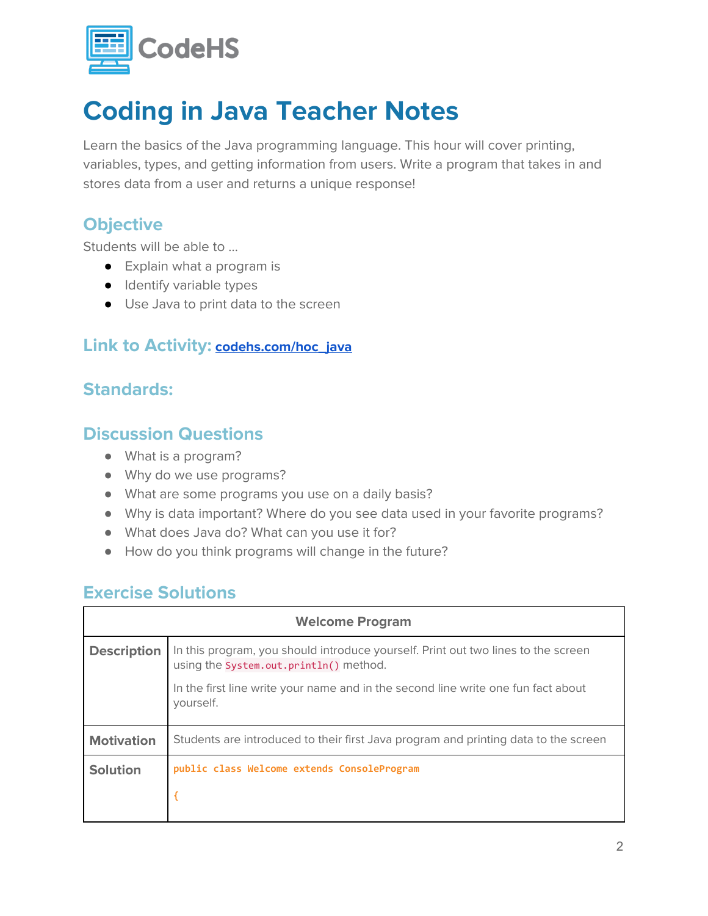CodeHS

# Coding in Java Teacher Notes

Learn the basics of the Java programming language. This hour will cover printing, variables, types, and getting information from users. Write a program that takes in and stores data from a user and returns a unique response!

## Objective

Students will be able to ...

- Explain what a program is
- Identify variable types
- Use Java to print data to the screen

## Link to Activity: [codehs.com/hoc_java](codehs.com/hoc_java)

## Standards:

## Discussion Questions

- What is a program?
- Why do we use programs?
- What are some programs you use on a daily basis?
- Why is data important? Where do you see data used in your favorite programs?
- What does Java do? What can you use it for?
- How do you think programs will change in the future?

## Exercise Solutions

| Welcome Program | |
|---|---|
| **Description** | In this program, you should introduce yourself. Print out two lines to the screen using the `System.out.println()` method.<br><br>In the first line write your name and in the second line write one fun fact about yourself. |
| **Motivation** | Students are introduced to their first Java program and printing data to the screen |
| **Solution** | `public class Welcome extends ConsoleProgram`<br><br>`{` |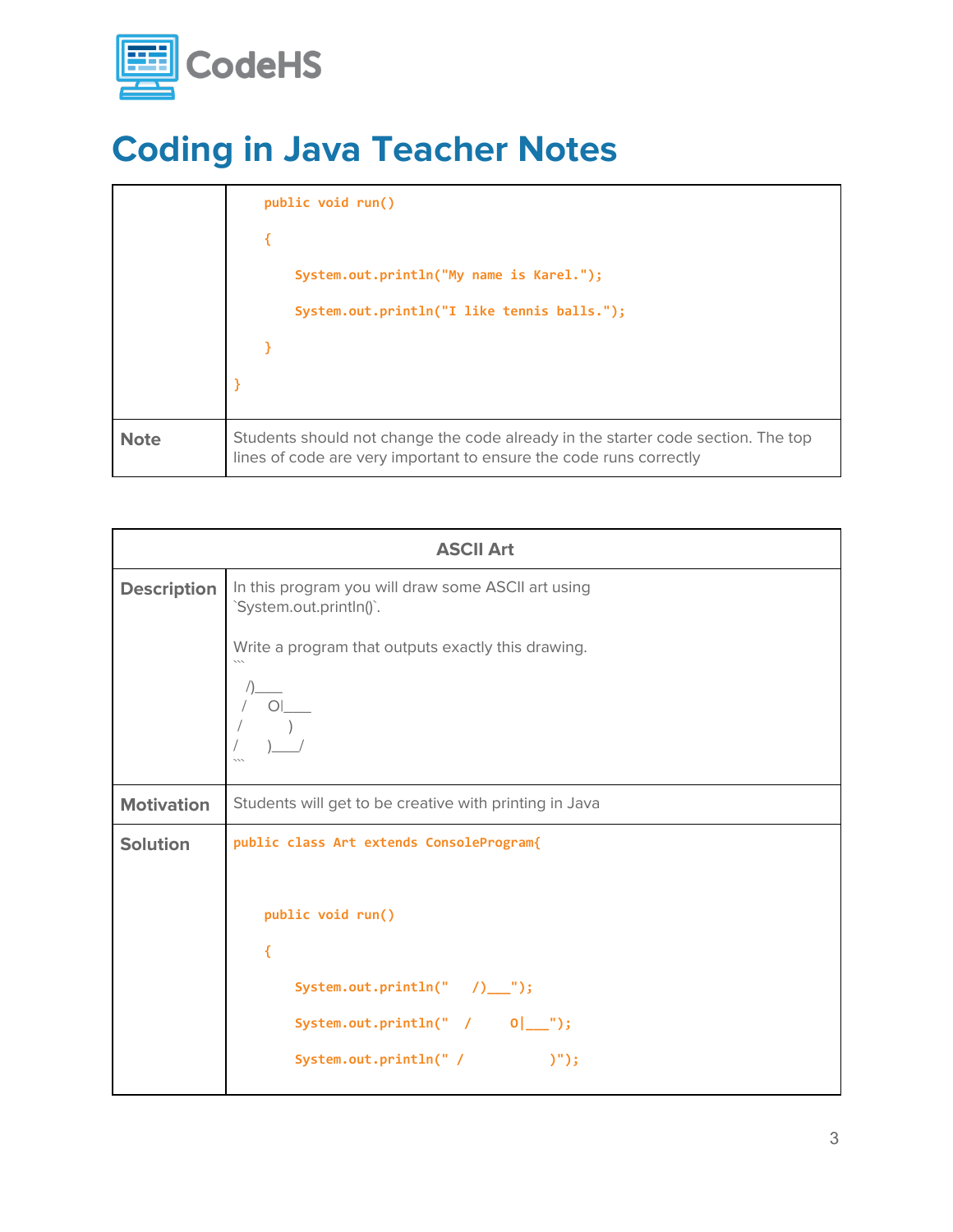# Coding in Java Teacher Notes

| | |
|---|---|
| | ```<br>    public void run()<br>    {<br>        System.out.println("My name is Karel.");<br>        System.out.println("I like tennis balls.");<br>    }<br>}<br>``` |
| **Note** | Students should not change the code already in the starter code section. The top lines of code are very important to ensure the code runs correctly |

| ASCII Art | |
|---|---|
| **Description** | In this program you will draw some ASCII art using `System.out.println()`.<br><br>Write a program that outputs exactly this drawing.<br>```<br>   /)___<br>  /    O|___<br> /        )<br>/     )___/<br>``` |
| **Motivation** | Students will get to be creative with printing in Java |
| **Solution** | ```<br>public class Art extends ConsoleProgram{<br><br>    public void run()<br>    {<br>        System.out.println("   /)___");<br>        System.out.println("  /    O|___");<br>        System.out.println(" /         )");<br>``` |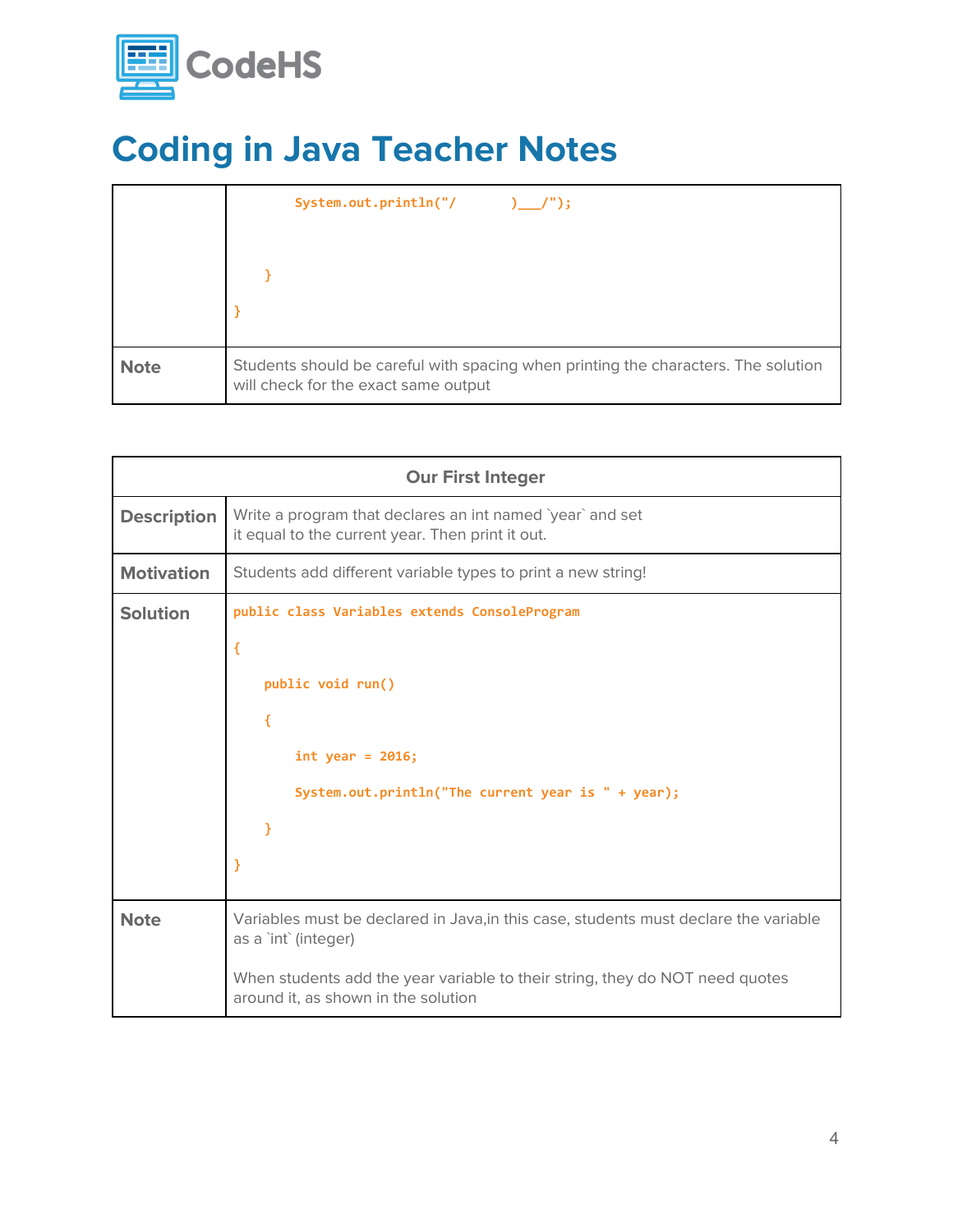# Coding in Java Teacher Notes

| | |
|---|---|
| | ```System.out.println("/       )___/");<br><br>    }<br>}``` |
| **Note** | Students should be careful with spacing when printing the characters. The solution will check for the exact same output |

| Our First Integer | |
|---|---|
| **Description** | Write a program that declares an int named `year` and set it equal to the current year. Then print it out. |
| **Motivation** | Students add different variable types to print a new string! |
| **Solution** | ```public class Variables extends ConsoleProgram<br>{<br>    public void run()<br>    {<br>        int year = 2016;<br>        System.out.println("The current year is " + year);<br>    }<br>}``` |
| **Note** | Variables must be declared in Java,in this case, students must declare the variable as a `int` (integer)<br><br>When students add the year variable to their string, they do NOT need quotes around it, as shown in the solution |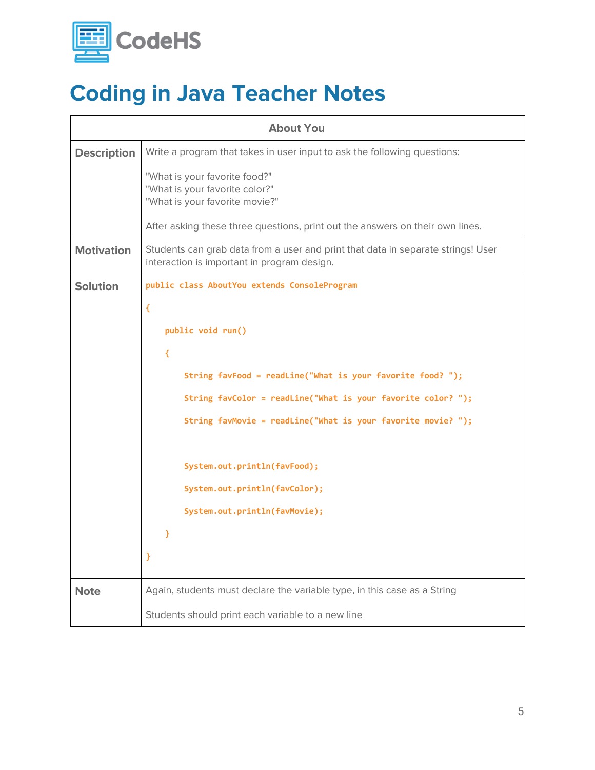# Coding in Java Teacher Notes

| About You | |
|---|---|
| **Description** | Write a program that takes in user input to ask the following questions:<br><br>"What is your favorite food?"<br>"What is your favorite color?"<br>"What is your favorite movie?"<br><br>After asking these three questions, print out the answers on their own lines. |
| **Motivation** | Students can grab data from a user and print that data in separate strings! User interaction is important in program design. |
| **Solution** | (see code below) |
| **Note** | Again, students must declare the variable type, in this case as a String<br><br>Students should print each variable to a new line |

**Solution:**

```java
public class AboutYou extends ConsoleProgram
{
    public void run()
    {
        String favFood = readLine("What is your favorite food? ");
        String favColor = readLine("What is your favorite color? ");
        String favMovie = readLine("What is your favorite movie? ");

        System.out.println(favFood);
        System.out.println(favColor);
        System.out.println(favMovie);
    }
}
```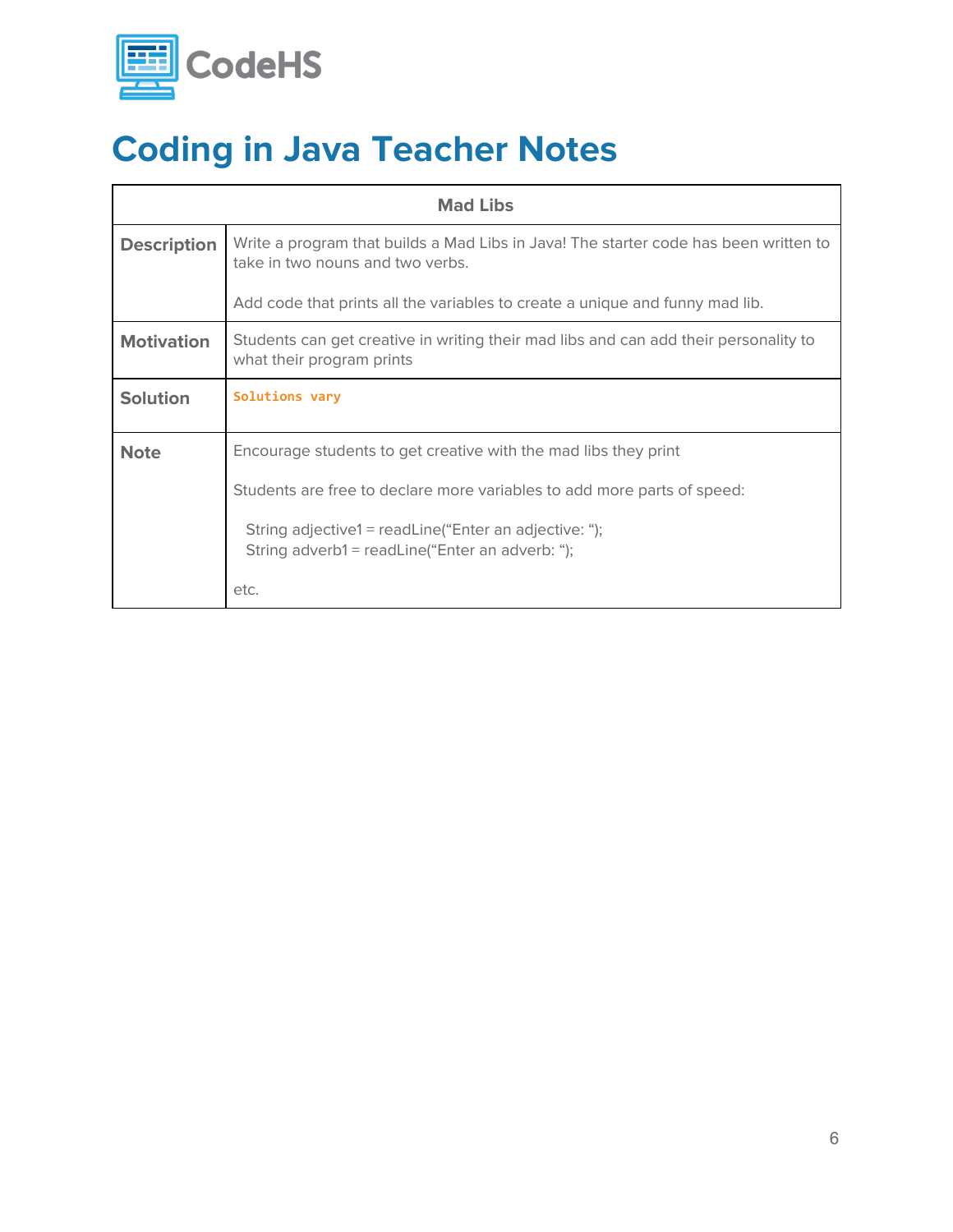CodeHS

# Coding in Java Teacher Notes

| Mad Libs | |
|---|---|
| **Description** | Write a program that builds a Mad Libs in Java! The starter code has been written to take in two nouns and two verbs.<br><br>Add code that prints all the variables to create a unique and funny mad lib. |
| **Motivation** | Students can get creative in writing their mad libs and can add their personality to what their program prints |
| **Solution** | `Solutions vary` |
| **Note** | Encourage students to get creative with the mad libs they print<br><br>Students are free to declare more variables to add more parts of speed:<br><br>String adjective1 = readLine("Enter an adjective: ");<br>String adverb1 = readLine("Enter an adverb: ");<br><br>etc. |